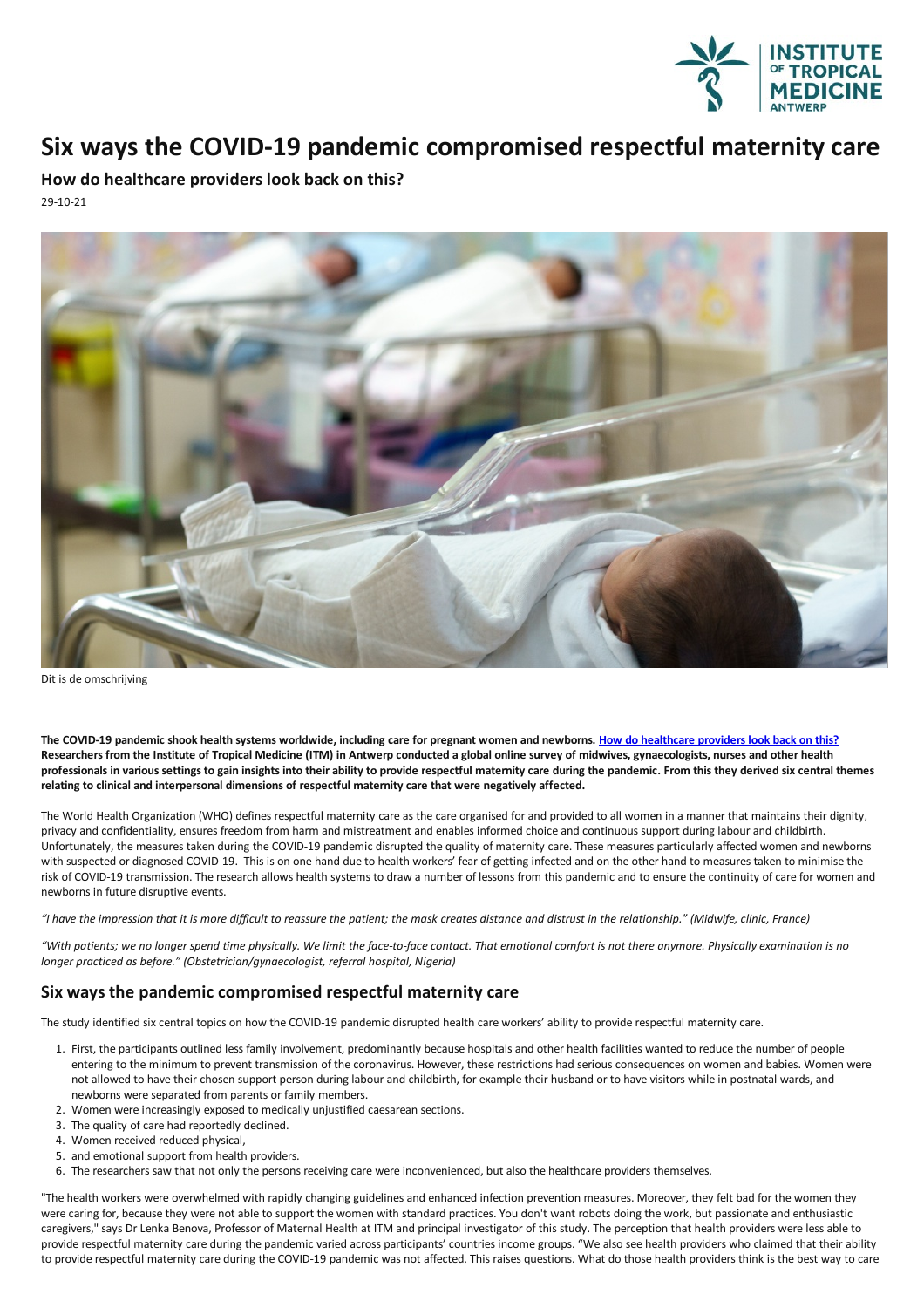# Six ways the COVID-19 pandemic compromised respectful maternity care

### How do healthcare providers look back on this?

29-10-21

Dit is de omschrijving

**The COVID-19 pandemic shook health systems worldwide, including care for pregnant women and newborns. How do healthcare providers look back on this? Researchers from the Institute of Tropical Medicine (ITM) in Antwerp conducted a global online survey of midwives, gynaecologists, nurses and other health professionals in various settings to gain insights into their ability to provide respectful maternity care during the pandemic. From this they derived six central themes relating to clinical and interpersonal dimensions of respectful maternity care that were negatively affected.**

The World Health Organization (WHO) defines respectful maternity care as the care organised for and provided to all women in a manner that maintains their dignity, privacy and confidentiality, ensures freedom from harm and mistreatment and enables informed choice and continuous support during labour and childbirth. Unfortunately, the measures taken during the COVID-19 pandemic disrupted the quality of maternity care. These measures particularly affected women and newborns with suspected or diagnosed COVID-19. This is on one hand due to health workers' fear of getting infected and on the other hand to measures taken to minimise the risk of COVID-19 transmission. The research allows health systems to draw a number of lessons from this pandemic and to ensure the continuity of care for women and newborns in future disruptive events.

*"I have the impression that it is more difficult to reassure the patient; the mask creates distance and distrust in the relationship." (Midwife, clinic, France)*

*"With patients; we no longer spend time physically. We limit the face-to-face contact. That emotional comfort is not there anymore. Physically examination is no longer practiced as before." (Obstetrician/gynaecologist, referral hospital, Nigeria)*

## Six ways the pandemic compromised respectful maternity care

The study identified six central topics on how the COVID-19 pandemic disrupted health care workers' ability to provide respectful maternity care.

1. First, the participants outlined less family involvement, predominantly because hospitals and other health facilities wanted to reduce the number of people entering to the minimum to prevent transmission of the coronavirus. However, these restrictions had serious consequences on women and babies. Women were not allowed to have their chosen support person during labour and childbirth, for example their husband or to have visitors while in postnatal wards, and newborns were separated from parents or family members.
2. Women were increasingly exposed to medically unjustified caesarean sections.
3. The quality of care had reportedly declined.
4. Women received reduced physical,
5. and emotional support from health providers.
6. The researchers saw that not only the persons receiving care were inconvenienced, but also the healthcare providers themselves.

"The health workers were overwhelmed with rapidly changing guidelines and enhanced infection prevention measures. Moreover, they felt bad for the women they were caring for, because they were not able to support the women with standard practices. You don't want robots doing the work, but passionate and enthusiastic caregivers," says Dr Lenka Benova, Professor of Maternal Health at ITM and principal investigator of this study. The perception that health providers were less able to provide respectful maternity care during the pandemic varied across participants' countries income groups. "We also see health providers who claimed that their ability to provide respectful maternity care during the COVID-19 pandemic was not affected. This raises questions. What do those health providers think is the best way to care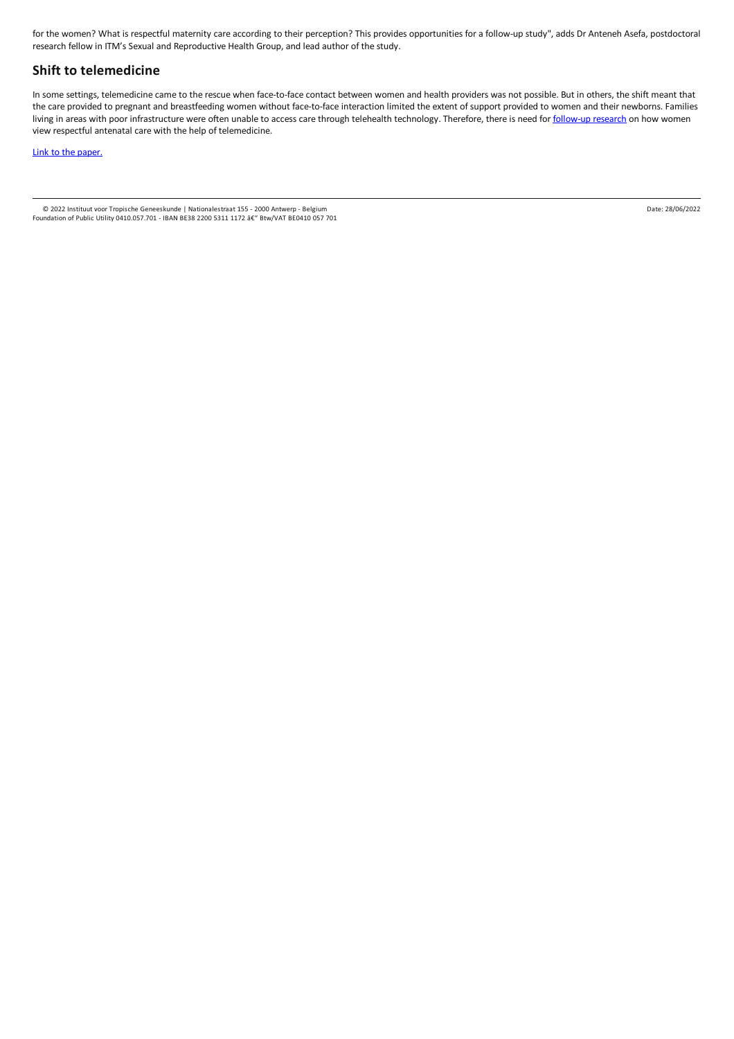for the women? What is respectful maternity care according to their perception? This provides opportunities for a follow-up study", adds Dr Anteneh Asefa, postdoctoral research fellow in ITM's Sexual and Reproductive Health Group, and lead author of the study.

## Shift to telemedicine

In some settings, telemedicine came to the rescue when face-to-face contact between women and health providers was not possible. But in others, the shift meant that the care provided to pregnant and breastfeeding women without face-to-face interaction limited the extent of support provided to women and their newborns. Families living in areas with poor infrastructure were often unable to access care through telehealth technology. Therefore, there is need for follow-up research on how women view respectful antenatal care with the help of telemedicine.

Link to the paper.